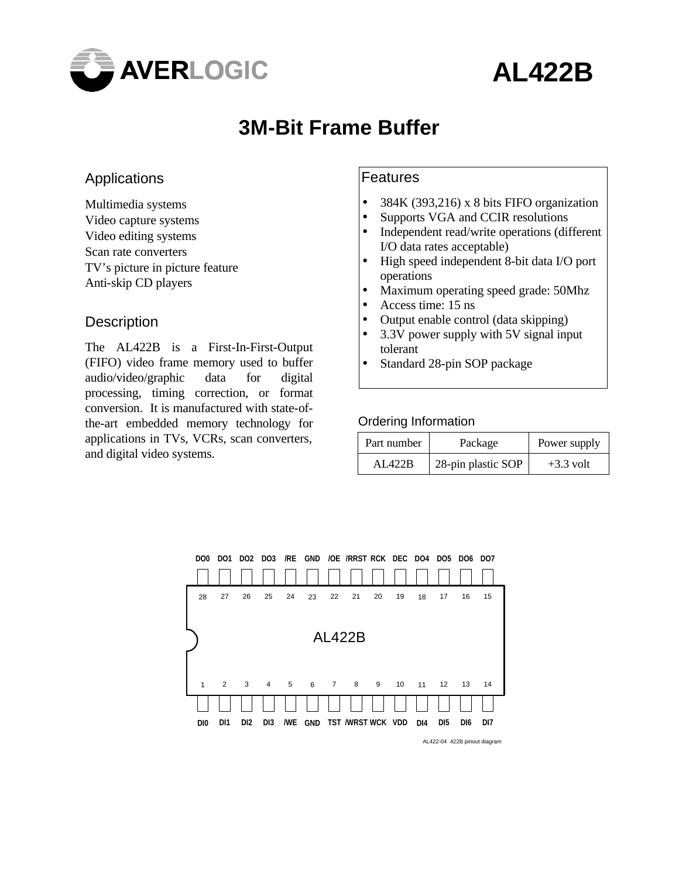AVERLOGIC

# AL422B

## 3M-Bit Frame Buffer

### Applications

Multimedia systems
Video capture systems
Video editing systems
Scan rate converters
TV's picture in picture feature
Anti-skip CD players

### Description

The AL422B is a First-In-First-Output (FIFO) video frame memory used to buffer audio/video/graphic data for digital processing, timing correction, or format conversion. It is manufactured with state-of-the-art embedded memory technology for applications in TVs, VCRs, scan converters, and digital video systems.

### Features

- 384K (393,216) x 8 bits FIFO organization
- Supports VGA and CCIR resolutions
- Independent read/write operations (different I/O data rates acceptable)
- High speed independent 8-bit data I/O port operations
- Maximum operating speed grade: 50Mhz
- Access time: 15 ns
- Output enable control (data skipping)
- 3.3V power supply with 5V signal input tolerant
- Standard 28-pin SOP package

### Ordering Information

| Part number | Package | Power supply |
|---|---|---|
| AL422B | 28-pin plastic SOP | +3.3 volt |

| Pin | 28 | 27 | 26 | 25 | 24 | 23 | 22 | 21 | 20 | 19 | 18 | 17 | 16 | 15 |
|---|---|---|---|---|---|---|---|---|---|---|---|---|---|---|
| Name | DO0 | DO1 | DO2 | DO3 | /RE | GND | /OE | /RRST | RCK | DEC | DO4 | DO5 | DO6 | DO7 |

AL422B

| Pin | 1 | 2 | 3 | 4 | 5 | 6 | 7 | 8 | 9 | 10 | 11 | 12 | 13 | 14 |
|---|---|---|---|---|---|---|---|---|---|---|---|---|---|---|
| Name | DI0 | DI1 | DI2 | DI3 | /WE | GND | TST | /WRST | WCK | VDD | DI4 | DI5 | DI6 | DI7 |

AL422-04 422B pinout diagram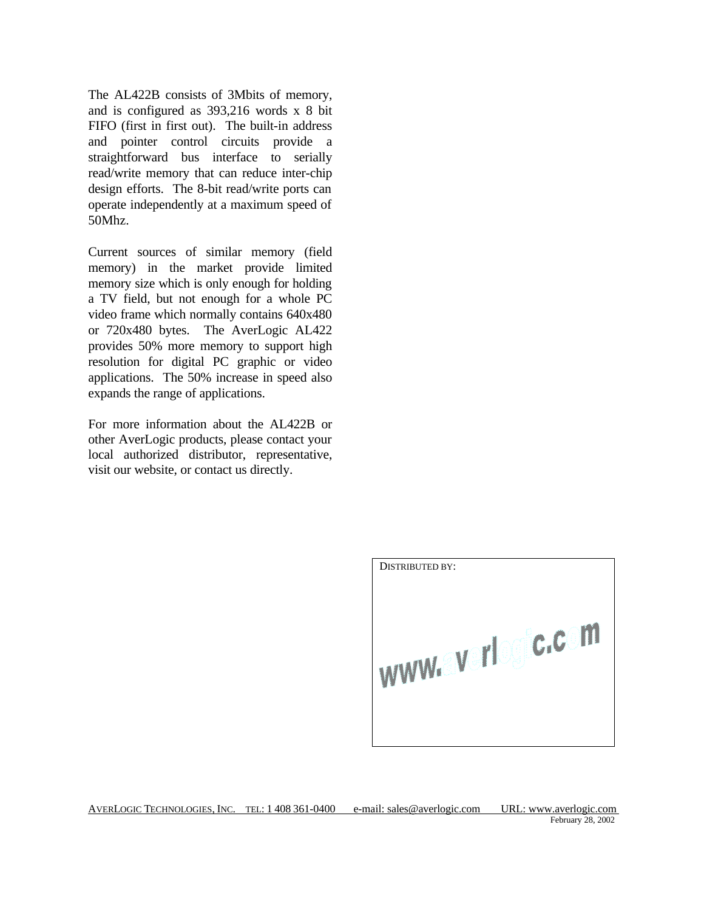The AL422B consists of 3Mbits of memory, and is configured as 393,216 words x 8 bit FIFO (first in first out). The built-in address and pointer control circuits provide a straightforward bus interface to serially read/write memory that can reduce inter-chip design efforts. The 8-bit read/write ports can operate independently at a maximum speed of 50Mhz.

Current sources of similar memory (field memory) in the market provide limited memory size which is only enough for holding a TV field, but not enough for a whole PC video frame which normally contains 640x480 or 720x480 bytes. The AverLogic AL422 provides 50% more memory to support high resolution for digital PC graphic or video applications. The 50% increase in speed also expands the range of applications.

For more information about the AL422B or other AverLogic products, please contact your local authorized distributor, representative, visit our website, or contact us directly.

DISTRIBUTED BY:

www.averlogic.com

AVERLOGIC TECHNOLOGIES, INC. TEL: 1 408 361-0400 e-mail: sales@averlogic.com URL: www.averlogic.com

February 28, 2002